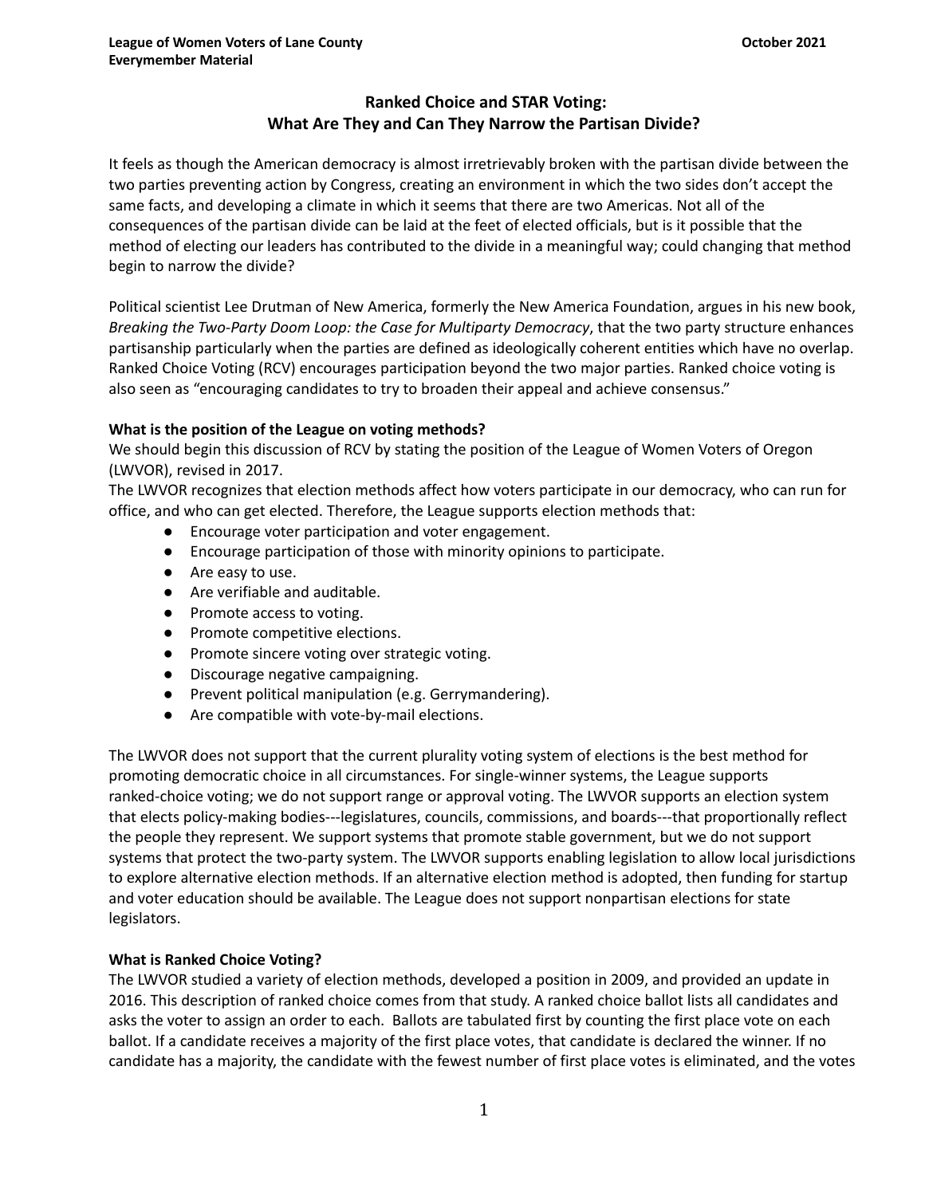**League of Women Voters of Lane County**
**Everymember Material**

**October 2021**

# Ranked Choice and STAR Voting: What Are They and Can They Narrow the Partisan Divide?

It feels as though the American democracy is almost irretrievably broken with the partisan divide between the two parties preventing action by Congress, creating an environment in which the two sides don't accept the same facts, and developing a climate in which it seems that there are two Americas. Not all of the consequences of the partisan divide can be laid at the feet of elected officials, but is it possible that the method of electing our leaders has contributed to the divide in a meaningful way; could changing that method begin to narrow the divide?

Political scientist Lee Drutman of New America, formerly the New America Foundation, argues in his new book, *Breaking the Two-Party Doom Loop: the Case for Multiparty Democracy*, that the two party structure enhances partisanship particularly when the parties are defined as ideologically coherent entities which have no overlap. Ranked Choice Voting (RCV) encourages participation beyond the two major parties. Ranked choice voting is also seen as "encouraging candidates to try to broaden their appeal and achieve consensus."

**What is the position of the League on voting methods?**

We should begin this discussion of RCV by stating the position of the League of Women Voters of Oregon (LWVOR), revised in 2017.

The LWVOR recognizes that election methods affect how voters participate in our democracy, who can run for office, and who can get elected. Therefore, the League supports election methods that:

- Encourage voter participation and voter engagement.
- Encourage participation of those with minority opinions to participate.
- Are easy to use.
- Are verifiable and auditable.
- Promote access to voting.
- Promote competitive elections.
- Promote sincere voting over strategic voting.
- Discourage negative campaigning.
- Prevent political manipulation (e.g. Gerrymandering).
- Are compatible with vote-by-mail elections.

The LWVOR does not support that the current plurality voting system of elections is the best method for promoting democratic choice in all circumstances. For single-winner systems, the League supports ranked-choice voting; we do not support range or approval voting. The LWVOR supports an election system that elects policy-making bodies---legislatures, councils, commissions, and boards---that proportionally reflect the people they represent. We support systems that promote stable government, but we do not support systems that protect the two-party system. The LWVOR supports enabling legislation to allow local jurisdictions to explore alternative election methods. If an alternative election method is adopted, then funding for startup and voter education should be available. The League does not support nonpartisan elections for state legislators.

**What is Ranked Choice Voting?**

The LWVOR studied a variety of election methods, developed a position in 2009, and provided an update in 2016. This description of ranked choice comes from that study. A ranked choice ballot lists all candidates and asks the voter to assign an order to each. Ballots are tabulated first by counting the first place vote on each ballot. If a candidate receives a majority of the first place votes, that candidate is declared the winner. If no candidate has a majority, the candidate with the fewest number of first place votes is eliminated, and the votes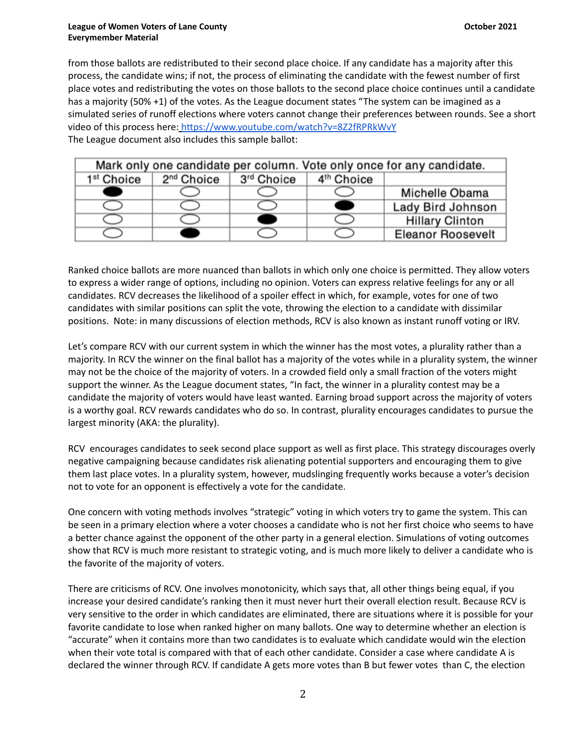from those ballots are redistributed to their second place choice. If any candidate has a majority after this process, the candidate wins; if not, the process of eliminating the candidate with the fewest number of first place votes and redistributing the votes on those ballots to the second place choice continues until a candidate has a majority (50% +1) of the votes. As the League document states "The system can be imagined as a simulated series of runoff elections where voters cannot change their preferences between rounds. See a short video of this process here: https://www.youtube.com/watch?v=8Z2fRPRkWvY

The League document also includes this sample ballot:

| Mark only one candidate per column. Vote only once for any candidate. | | | | |
|---|---|---|---|---|
| 1st Choice | 2nd Choice | 3rd Choice | 4th Choice | |
| ● | ○ | ○ | ○ | Michelle Obama |
| ○ | ○ | ○ | ● | Lady Bird Johnson |
| ○ | ○ | ● | ○ | Hillary Clinton |
| ○ | ● | ○ | ○ | Eleanor Roosevelt |

Ranked choice ballots are more nuanced than ballots in which only one choice is permitted. They allow voters to express a wider range of options, including no opinion. Voters can express relative feelings for any or all candidates. RCV decreases the likelihood of a spoiler effect in which, for example, votes for one of two candidates with similar positions can split the vote, throwing the election to a candidate with dissimilar positions. Note: in many discussions of election methods, RCV is also known as instant runoff voting or IRV.

Let's compare RCV with our current system in which the winner has the most votes, a plurality rather than a majority. In RCV the winner on the final ballot has a majority of the votes while in a plurality system, the winner may not be the choice of the majority of voters. In a crowded field only a small fraction of the voters might support the winner. As the League document states, "In fact, the winner in a plurality contest may be a candidate the majority of voters would have least wanted. Earning broad support across the majority of voters is a worthy goal. RCV rewards candidates who do so. In contrast, plurality encourages candidates to pursue the largest minority (AKA: the plurality).

RCV encourages candidates to seek second place support as well as first place. This strategy discourages overly negative campaigning because candidates risk alienating potential supporters and encouraging them to give them last place votes. In a plurality system, however, mudslinging frequently works because a voter's decision not to vote for an opponent is effectively a vote for the candidate.

One concern with voting methods involves "strategic" voting in which voters try to game the system. This can be seen in a primary election where a voter chooses a candidate who is not her first choice who seems to have a better chance against the opponent of the other party in a general election. Simulations of voting outcomes show that RCV is much more resistant to strategic voting, and is much more likely to deliver a candidate who is the favorite of the majority of voters.

There are criticisms of RCV. One involves monotonicity, which says that, all other things being equal, if you increase your desired candidate's ranking then it must never hurt their overall election result. Because RCV is very sensitive to the order in which candidates are eliminated, there are situations where it is possible for your favorite candidate to lose when ranked higher on many ballots. One way to determine whether an election is "accurate" when it contains more than two candidates is to evaluate which candidate would win the election when their vote total is compared with that of each other candidate. Consider a case where candidate A is declared the winner through RCV. If candidate A gets more votes than B but fewer votes than C, the election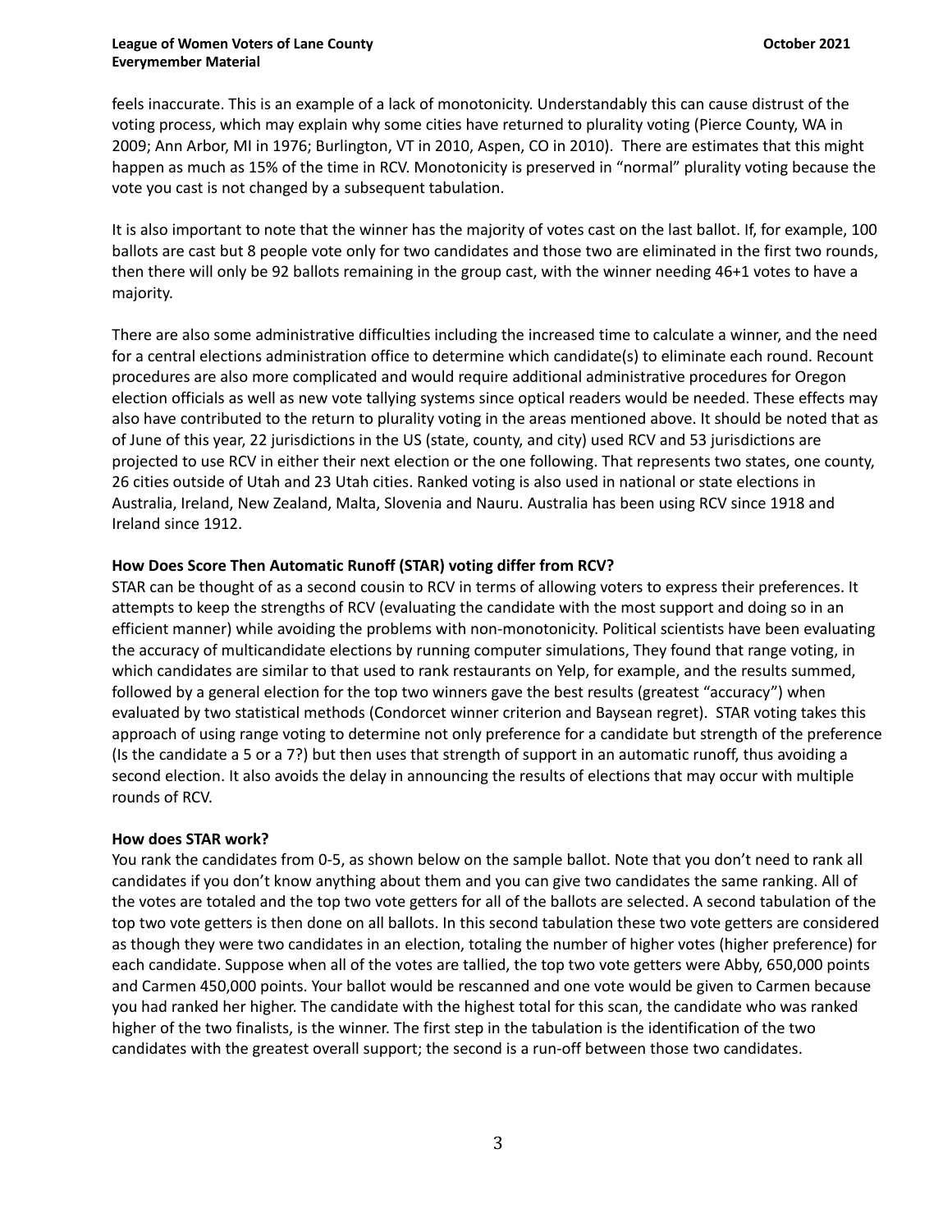feels inaccurate. This is an example of a lack of monotonicity. Understandably this can cause distrust of the voting process, which may explain why some cities have returned to plurality voting (Pierce County, WA in 2009; Ann Arbor, MI in 1976; Burlington, VT in 2010, Aspen, CO in 2010). There are estimates that this might happen as much as 15% of the time in RCV. Monotonicity is preserved in "normal" plurality voting because the vote you cast is not changed by a subsequent tabulation.

It is also important to note that the winner has the majority of votes cast on the last ballot. If, for example, 100 ballots are cast but 8 people vote only for two candidates and those two are eliminated in the first two rounds, then there will only be 92 ballots remaining in the group cast, with the winner needing 46+1 votes to have a majority.

There are also some administrative difficulties including the increased time to calculate a winner, and the need for a central elections administration office to determine which candidate(s) to eliminate each round. Recount procedures are also more complicated and would require additional administrative procedures for Oregon election officials as well as new vote tallying systems since optical readers would be needed. These effects may also have contributed to the return to plurality voting in the areas mentioned above. It should be noted that as of June of this year, 22 jurisdictions in the US (state, county, and city) used RCV and 53 jurisdictions are projected to use RCV in either their next election or the one following. That represents two states, one county, 26 cities outside of Utah and 23 Utah cities. Ranked voting is also used in national or state elections in Australia, Ireland, New Zealand, Malta, Slovenia and Nauru. Australia has been using RCV since 1918 and Ireland since 1912.

**How Does Score Then Automatic Runoff (STAR) voting differ from RCV?**

STAR can be thought of as a second cousin to RCV in terms of allowing voters to express their preferences. It attempts to keep the strengths of RCV (evaluating the candidate with the most support and doing so in an efficient manner) while avoiding the problems with non-monotonicity. Political scientists have been evaluating the accuracy of multicandidate elections by running computer simulations, They found that range voting, in which candidates are similar to that used to rank restaurants on Yelp, for example, and the results summed, followed by a general election for the top two winners gave the best results (greatest "accuracy") when evaluated by two statistical methods (Condorcet winner criterion and Baysean regret). STAR voting takes this approach of using range voting to determine not only preference for a candidate but strength of the preference (Is the candidate a 5 or a 7?) but then uses that strength of support in an automatic runoff, thus avoiding a second election. It also avoids the delay in announcing the results of elections that may occur with multiple rounds of RCV.

**How does STAR work?**

You rank the candidates from 0-5, as shown below on the sample ballot. Note that you don't need to rank all candidates if you don't know anything about them and you can give two candidates the same ranking. All of the votes are totaled and the top two vote getters for all of the ballots are selected. A second tabulation of the top two vote getters is then done on all ballots. In this second tabulation these two vote getters are considered as though they were two candidates in an election, totaling the number of higher votes (higher preference) for each candidate. Suppose when all of the votes are tallied, the top two vote getters were Abby, 650,000 points and Carmen 450,000 points. Your ballot would be rescanned and one vote would be given to Carmen because you had ranked her higher. The candidate with the highest total for this scan, the candidate who was ranked higher of the two finalists, is the winner. The first step in the tabulation is the identification of the two candidates with the greatest overall support; the second is a run-off between those two candidates.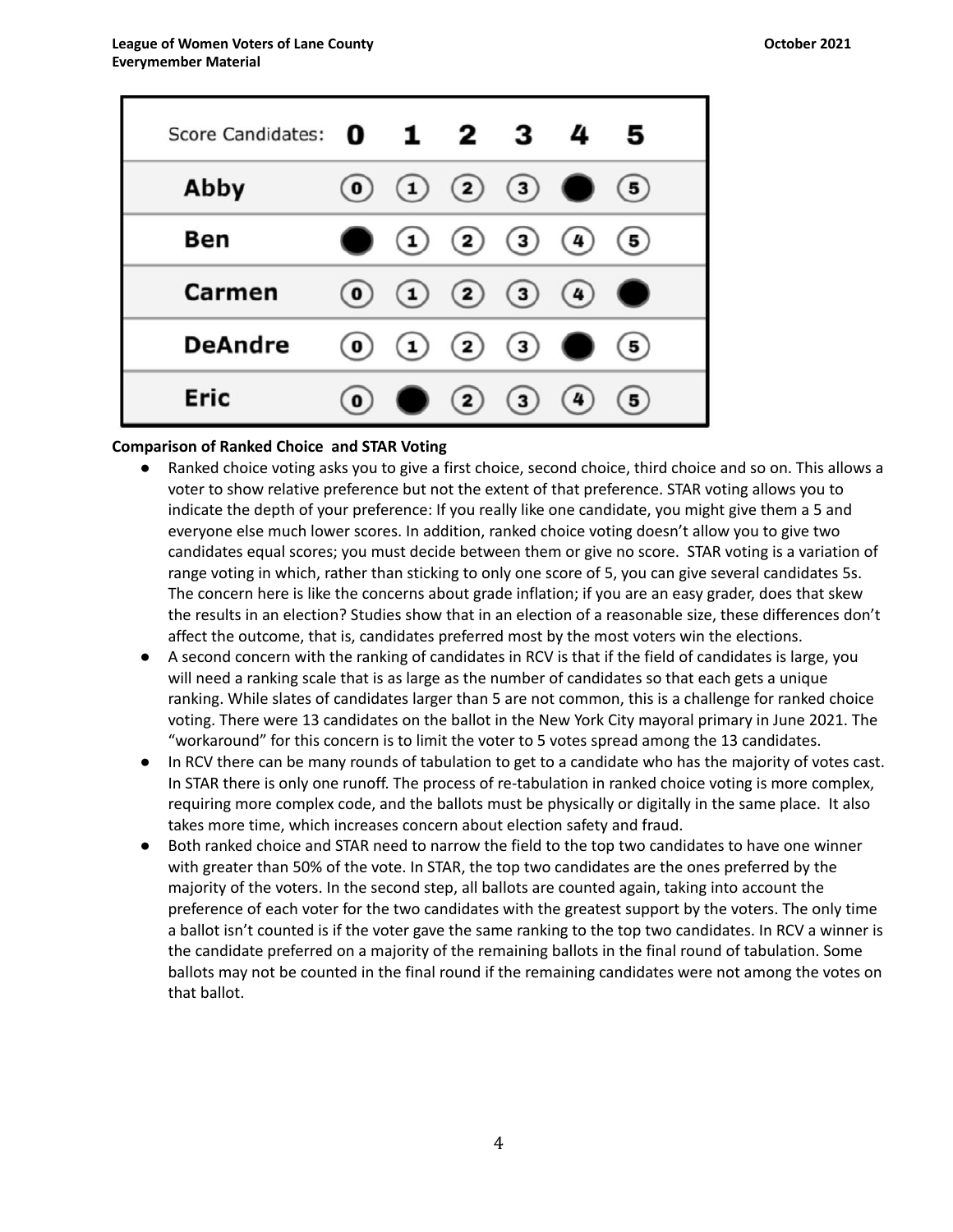| Score Candidates: | 0 | 1 | 2 | 3 | 4 | 5 |
|---|---|---|---|---|---|---|
| Abby | 0 | 1 | 2 | 3 | ● | 5 |
| Ben | ● | 1 | 2 | 3 | 4 | 5 |
| Carmen | 0 | 1 | 2 | 3 | 4 | ● |
| DeAndre | 0 | 1 | 2 | 3 | ● | 5 |
| Eric | 0 | ● | 2 | 3 | 4 | 5 |

**Comparison of Ranked Choice and STAR Voting**

- Ranked choice voting asks you to give a first choice, second choice, third choice and so on. This allows a voter to show relative preference but not the extent of that preference. STAR voting allows you to indicate the depth of your preference: If you really like one candidate, you might give them a 5 and everyone else much lower scores. In addition, ranked choice voting doesn't allow you to give two candidates equal scores; you must decide between them or give no score. STAR voting is a variation of range voting in which, rather than sticking to only one score of 5, you can give several candidates 5s. The concern here is like the concerns about grade inflation; if you are an easy grader, does that skew the results in an election? Studies show that in an election of a reasonable size, these differences don't affect the outcome, that is, candidates preferred most by the most voters win the elections.
- A second concern with the ranking of candidates in RCV is that if the field of candidates is large, you will need a ranking scale that is as large as the number of candidates so that each gets a unique ranking. While slates of candidates larger than 5 are not common, this is a challenge for ranked choice voting. There were 13 candidates on the ballot in the New York City mayoral primary in June 2021. The "workaround" for this concern is to limit the voter to 5 votes spread among the 13 candidates.
- In RCV there can be many rounds of tabulation to get to a candidate who has the majority of votes cast. In STAR there is only one runoff. The process of re-tabulation in ranked choice voting is more complex, requiring more complex code, and the ballots must be physically or digitally in the same place. It also takes more time, which increases concern about election safety and fraud.
- Both ranked choice and STAR need to narrow the field to the top two candidates to have one winner with greater than 50% of the vote. In STAR, the top two candidates are the ones preferred by the majority of the voters. In the second step, all ballots are counted again, taking into account the preference of each voter for the two candidates with the greatest support by the voters. The only time a ballot isn't counted is if the voter gave the same ranking to the top two candidates. In RCV a winner is the candidate preferred on a majority of the remaining ballots in the final round of tabulation. Some ballots may not be counted in the final round if the remaining candidates were not among the votes on that ballot.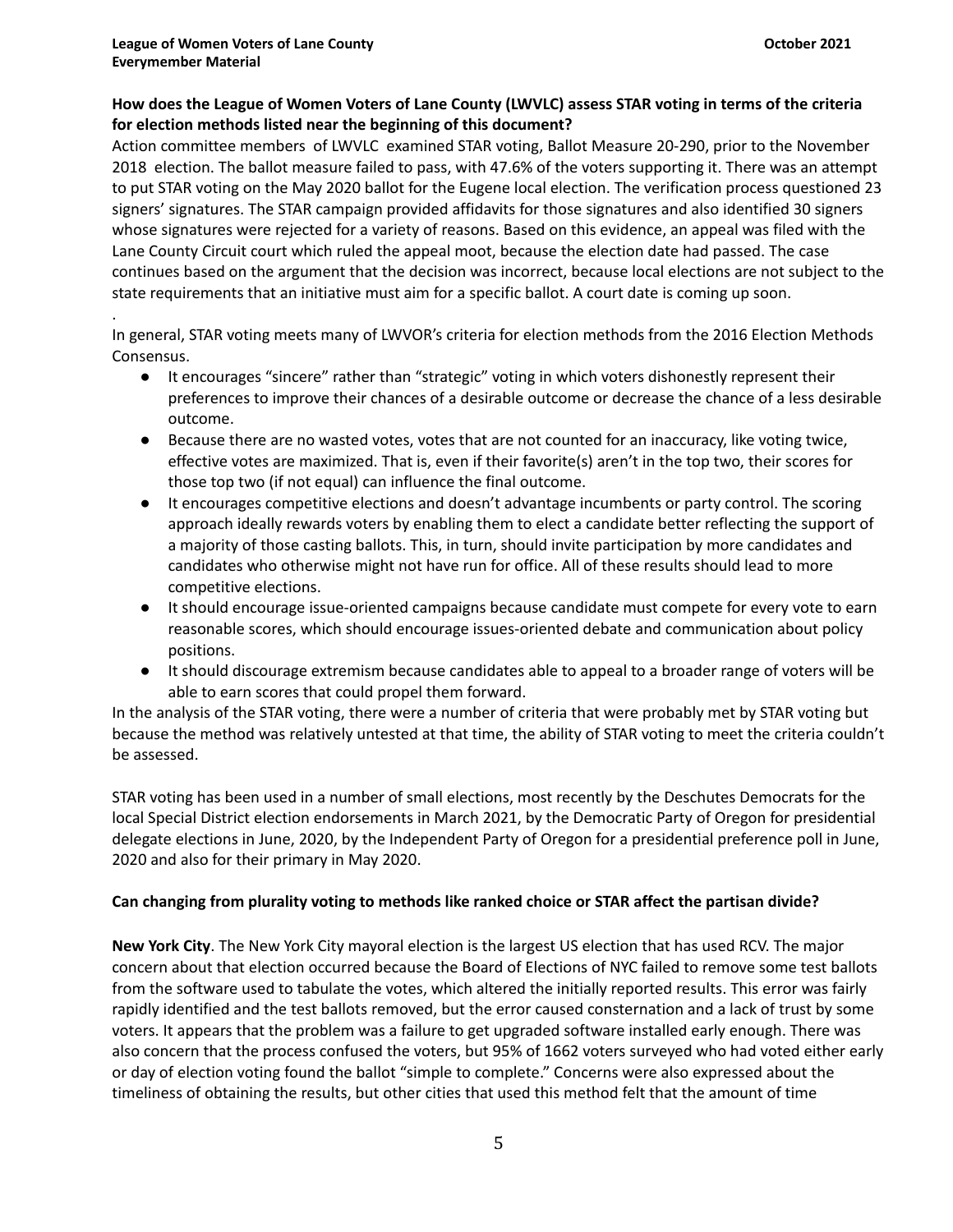**How does the League of Women Voters of Lane County (LWVLC) assess STAR voting in terms of the criteria for election methods listed near the beginning of this document?**

Action committee members of LWVLC examined STAR voting, Ballot Measure 20-290, prior to the November 2018 election. The ballot measure failed to pass, with 47.6% of the voters supporting it. There was an attempt to put STAR voting on the May 2020 ballot for the Eugene local election. The verification process questioned 23 signers' signatures. The STAR campaign provided affidavits for those signatures and also identified 30 signers whose signatures were rejected for a variety of reasons. Based on this evidence, an appeal was filed with the Lane County Circuit court which ruled the appeal moot, because the election date had passed. The case continues based on the argument that the decision was incorrect, because local elections are not subject to the state requirements that an initiative must aim for a specific ballot. A court date is coming up soon.

.

In general, STAR voting meets many of LWVOR's criteria for election methods from the 2016 Election Methods Consensus.

- It encourages "sincere" rather than "strategic" voting in which voters dishonestly represent their preferences to improve their chances of a desirable outcome or decrease the chance of a less desirable outcome.
- Because there are no wasted votes, votes that are not counted for an inaccuracy, like voting twice, effective votes are maximized. That is, even if their favorite(s) aren't in the top two, their scores for those top two (if not equal) can influence the final outcome.
- It encourages competitive elections and doesn't advantage incumbents or party control. The scoring approach ideally rewards voters by enabling them to elect a candidate better reflecting the support of a majority of those casting ballots. This, in turn, should invite participation by more candidates and candidates who otherwise might not have run for office. All of these results should lead to more competitive elections.
- It should encourage issue-oriented campaigns because candidate must compete for every vote to earn reasonable scores, which should encourage issues-oriented debate and communication about policy positions.
- It should discourage extremism because candidates able to appeal to a broader range of voters will be able to earn scores that could propel them forward.

In the analysis of the STAR voting, there were a number of criteria that were probably met by STAR voting but because the method was relatively untested at that time, the ability of STAR voting to meet the criteria couldn't be assessed.

STAR voting has been used in a number of small elections, most recently by the Deschutes Democrats for the local Special District election endorsements in March 2021, by the Democratic Party of Oregon for presidential delegate elections in June, 2020, by the Independent Party of Oregon for a presidential preference poll in June, 2020 and also for their primary in May 2020.

**Can changing from plurality voting to methods like ranked choice or STAR affect the partisan divide?**

**New York City**. The New York City mayoral election is the largest US election that has used RCV. The major concern about that election occurred because the Board of Elections of NYC failed to remove some test ballots from the software used to tabulate the votes, which altered the initially reported results. This error was fairly rapidly identified and the test ballots removed, but the error caused consternation and a lack of trust by some voters. It appears that the problem was a failure to get upgraded software installed early enough. There was also concern that the process confused the voters, but 95% of 1662 voters surveyed who had voted either early or day of election voting found the ballot "simple to complete." Concerns were also expressed about the timeliness of obtaining the results, but other cities that used this method felt that the amount of time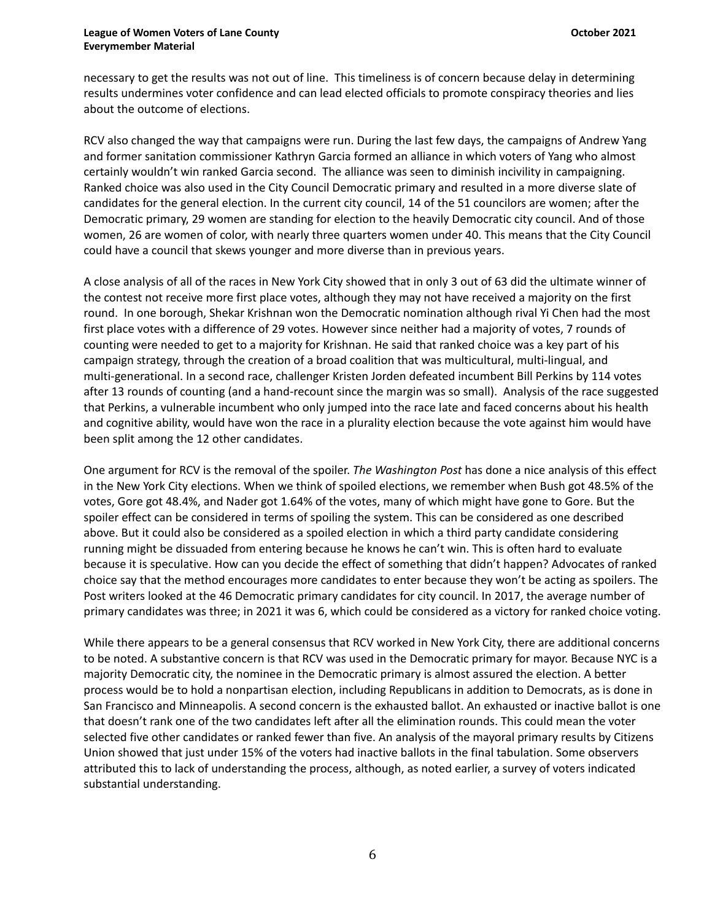necessary to get the results was not out of line. This timeliness is of concern because delay in determining results undermines voter confidence and can lead elected officials to promote conspiracy theories and lies about the outcome of elections.

RCV also changed the way that campaigns were run. During the last few days, the campaigns of Andrew Yang and former sanitation commissioner Kathryn Garcia formed an alliance in which voters of Yang who almost certainly wouldn't win ranked Garcia second. The alliance was seen to diminish incivility in campaigning. Ranked choice was also used in the City Council Democratic primary and resulted in a more diverse slate of candidates for the general election. In the current city council, 14 of the 51 councilors are women; after the Democratic primary, 29 women are standing for election to the heavily Democratic city council. And of those women, 26 are women of color, with nearly three quarters women under 40. This means that the City Council could have a council that skews younger and more diverse than in previous years.

A close analysis of all of the races in New York City showed that in only 3 out of 63 did the ultimate winner of the contest not receive more first place votes, although they may not have received a majority on the first round. In one borough, Shekar Krishnan won the Democratic nomination although rival Yi Chen had the most first place votes with a difference of 29 votes. However since neither had a majority of votes, 7 rounds of counting were needed to get to a majority for Krishnan. He said that ranked choice was a key part of his campaign strategy, through the creation of a broad coalition that was multicultural, multi-lingual, and multi-generational. In a second race, challenger Kristen Jorden defeated incumbent Bill Perkins by 114 votes after 13 rounds of counting (and a hand-recount since the margin was so small). Analysis of the race suggested that Perkins, a vulnerable incumbent who only jumped into the race late and faced concerns about his health and cognitive ability, would have won the race in a plurality election because the vote against him would have been split among the 12 other candidates.

One argument for RCV is the removal of the spoiler. *The Washington Post* has done a nice analysis of this effect in the New York City elections. When we think of spoiled elections, we remember when Bush got 48.5% of the votes, Gore got 48.4%, and Nader got 1.64% of the votes, many of which might have gone to Gore. But the spoiler effect can be considered in terms of spoiling the system. This can be considered as one described above. But it could also be considered as a spoiled election in which a third party candidate considering running might be dissuaded from entering because he knows he can't win. This is often hard to evaluate because it is speculative. How can you decide the effect of something that didn't happen? Advocates of ranked choice say that the method encourages more candidates to enter because they won't be acting as spoilers. The Post writers looked at the 46 Democratic primary candidates for city council. In 2017, the average number of primary candidates was three; in 2021 it was 6, which could be considered as a victory for ranked choice voting.

While there appears to be a general consensus that RCV worked in New York City, there are additional concerns to be noted. A substantive concern is that RCV was used in the Democratic primary for mayor. Because NYC is a majority Democratic city, the nominee in the Democratic primary is almost assured the election. A better process would be to hold a nonpartisan election, including Republicans in addition to Democrats, as is done in San Francisco and Minneapolis. A second concern is the exhausted ballot. An exhausted or inactive ballot is one that doesn't rank one of the two candidates left after all the elimination rounds. This could mean the voter selected five other candidates or ranked fewer than five. An analysis of the mayoral primary results by Citizens Union showed that just under 15% of the voters had inactive ballots in the final tabulation. Some observers attributed this to lack of understanding the process, although, as noted earlier, a survey of voters indicated substantial understanding.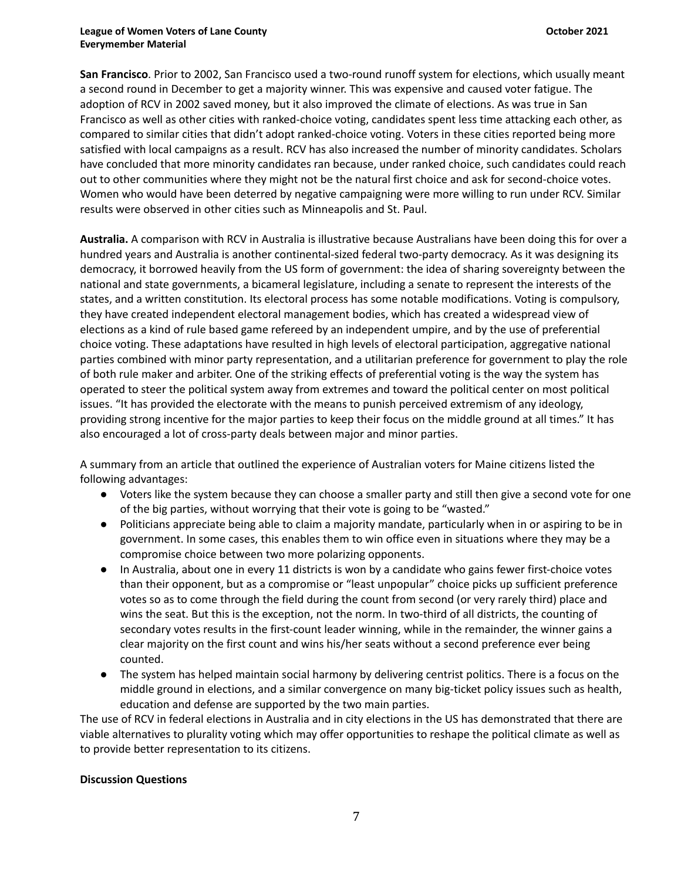**San Francisco**. Prior to 2002, San Francisco used a two-round runoff system for elections, which usually meant a second round in December to get a majority winner. This was expensive and caused voter fatigue. The adoption of RCV in 2002 saved money, but it also improved the climate of elections. As was true in San Francisco as well as other cities with ranked-choice voting, candidates spent less time attacking each other, as compared to similar cities that didn't adopt ranked-choice voting. Voters in these cities reported being more satisfied with local campaigns as a result. RCV has also increased the number of minority candidates. Scholars have concluded that more minority candidates ran because, under ranked choice, such candidates could reach out to other communities where they might not be the natural first choice and ask for second-choice votes. Women who would have been deterred by negative campaigning were more willing to run under RCV. Similar results were observed in other cities such as Minneapolis and St. Paul.

**Australia.** A comparison with RCV in Australia is illustrative because Australians have been doing this for over a hundred years and Australia is another continental-sized federal two-party democracy. As it was designing its democracy, it borrowed heavily from the US form of government: the idea of sharing sovereignty between the national and state governments, a bicameral legislature, including a senate to represent the interests of the states, and a written constitution. Its electoral process has some notable modifications. Voting is compulsory, they have created independent electoral management bodies, which has created a widespread view of elections as a kind of rule based game refereed by an independent umpire, and by the use of preferential choice voting. These adaptations have resulted in high levels of electoral participation, aggregative national parties combined with minor party representation, and a utilitarian preference for government to play the role of both rule maker and arbiter. One of the striking effects of preferential voting is the way the system has operated to steer the political system away from extremes and toward the political center on most political issues. "It has provided the electorate with the means to punish perceived extremism of any ideology, providing strong incentive for the major parties to keep their focus on the middle ground at all times." It has also encouraged a lot of cross-party deals between major and minor parties.

A summary from an article that outlined the experience of Australian voters for Maine citizens listed the following advantages:

- Voters like the system because they can choose a smaller party and still then give a second vote for one of the big parties, without worrying that their vote is going to be "wasted."
- Politicians appreciate being able to claim a majority mandate, particularly when in or aspiring to be in government. In some cases, this enables them to win office even in situations where they may be a compromise choice between two more polarizing opponents.
- In Australia, about one in every 11 districts is won by a candidate who gains fewer first-choice votes than their opponent, but as a compromise or "least unpopular" choice picks up sufficient preference votes so as to come through the field during the count from second (or very rarely third) place and wins the seat. But this is the exception, not the norm. In two-third of all districts, the counting of secondary votes results in the first-count leader winning, while in the remainder, the winner gains a clear majority on the first count and wins his/her seats without a second preference ever being counted.
- The system has helped maintain social harmony by delivering centrist politics. There is a focus on the middle ground in elections, and a similar convergence on many big-ticket policy issues such as health, education and defense are supported by the two main parties.

The use of RCV in federal elections in Australia and in city elections in the US has demonstrated that there are viable alternatives to plurality voting which may offer opportunities to reshape the political climate as well as to provide better representation to its citizens.

**Discussion Questions**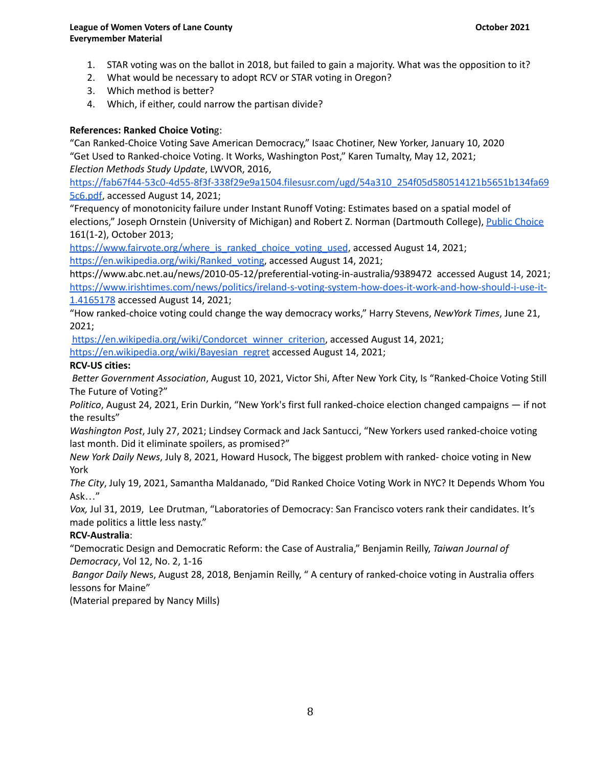1. STAR voting was on the ballot in 2018, but failed to gain a majority. What was the opposition to it?
2. What would be necessary to adopt RCV or STAR voting in Oregon?
3. Which method is better?
4. Which, if either, could narrow the partisan divide?

**References: Ranked Choice Votin**g:

"Can Ranked-Choice Voting Save American Democracy," Isaac Chotiner, New Yorker, January 10, 2020

"Get Used to Ranked-choice Voting. It Works, Washington Post," Karen Tumalty, May 12, 2021;

*Election Methods Study Update*, LWVOR, 2016, https://fab67f44-53c0-4d55-8f3f-338f29e9a1504.filesusr.com/ugd/54a310_254f05d580514121b5651b134fa695c6.pdf, accessed August 14, 2021;

"Frequency of monotonicity failure under Instant Runoff Voting: Estimates based on a spatial model of elections," Joseph Ornstein (University of Michigan) and Robert Z. Norman (Dartmouth College), Public Choice 161(1-2), October 2013;

https://www.fairvote.org/where_is_ranked_choice_voting_used, accessed August 14, 2021;

https://en.wikipedia.org/wiki/Ranked_voting, accessed August 14, 2021;

https://www.abc.net.au/news/2010-05-12/preferential-voting-in-australia/9389472 accessed August 14, 2021;

https://www.irishtimes.com/news/politics/ireland-s-voting-system-how-does-it-work-and-how-should-i-use-it-1.4165178 accessed August 14, 2021;

"How ranked-choice voting could change the way democracy works," Harry Stevens, *NewYork Times*, June 21, 2021;

https://en.wikipedia.org/wiki/Condorcet_winner_criterion, accessed August 14, 2021;

https://en.wikipedia.org/wiki/Bayesian_regret accessed August 14, 2021;

**RCV-US cities:**

*Better Government Association*, August 10, 2021, Victor Shi, After New York City, Is "Ranked-Choice Voting Still The Future of Voting?"

*Politico*, August 24, 2021, Erin Durkin, "New York's first full ranked-choice election changed campaigns — if not the results"

*Washington Post*, July 27, 2021; Lindsey Cormack and Jack Santucci, "New Yorkers used ranked-choice voting last month. Did it eliminate spoilers, as promised?"

*New York Daily News*, July 8, 2021, Howard Husock, The biggest problem with ranked- choice voting in New York

*The City*, July 19, 2021, Samantha Maldanado, "Did Ranked Choice Voting Work in NYC? It Depends Whom You Ask…"

*Vox,* Jul 31, 2019, Lee Drutman, "Laboratories of Democracy: San Francisco voters rank their candidates. It's made politics a little less nasty."

**RCV-Australia**:

"Democratic Design and Democratic Reform: the Case of Australia," Benjamin Reilly, *Taiwan Journal of Democracy*, Vol 12, No. 2, 1-16

*Bangor Daily News*, August 28, 2018, Benjamin Reilly, " A century of ranked-choice voting in Australia offers lessons for Maine"

(Material prepared by Nancy Mills)